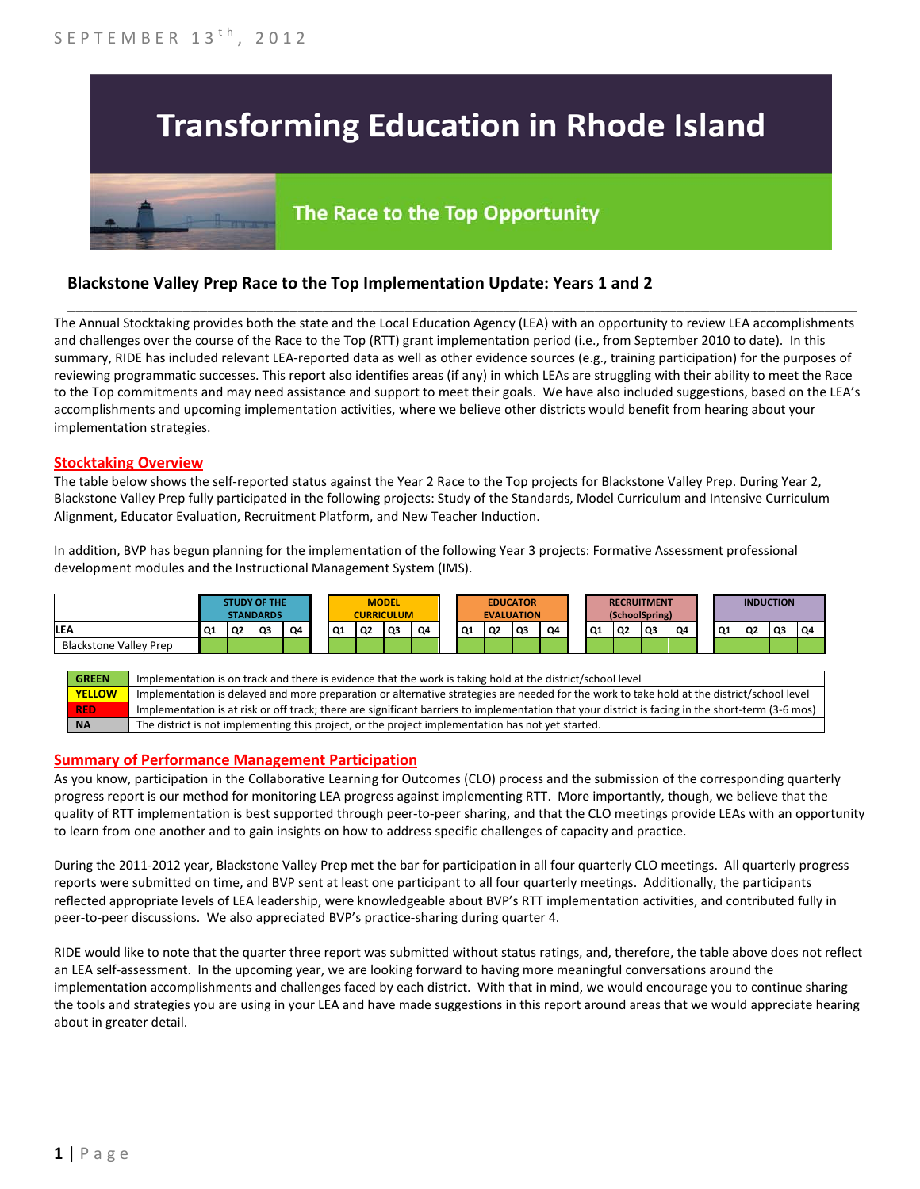SEPTEMBER 13th, 2012

# Transforming Education in Rhode Island

## The Race to the Top Opportunity

### Blackstone Valley Prep Race to the Top Implementation Update: Years 1 and 2

The Annual Stocktaking provides both the state and the Local Education Agency (LEA) with an opportunity to review LEA accomplishments and challenges over the course of the Race to the Top (RTT) grant implementation period (i.e., from September 2010 to date). In this summary, RIDE has included relevant LEA-reported data as well as other evidence sources (e.g., training participation) for the purposes of reviewing programmatic successes. This report also identifies areas (if any) in which LEAs are struggling with their ability to meet the Race to the Top commitments and may need assistance and support to meet their goals. We have also included suggestions, based on the LEA's accomplishments and upcoming implementation activities, where we believe other districts would benefit from hearing about your implementation strategies.

**Stocktaking Overview**

The table below shows the self-reported status against the Year 2 Race to the Top projects for Blackstone Valley Prep. During Year 2, Blackstone Valley Prep fully participated in the following projects: Study of the Standards, Model Curriculum and Intensive Curriculum Alignment, Educator Evaluation, Recruitment Platform, and New Teacher Induction.

In addition, BVP has begun planning for the implementation of the following Year 3 projects: Formative Assessment professional development modules and the Instructional Management System (IMS).

| | STUDY OF THE STANDARDS | | | | MODEL CURRICULUM | | | | EDUCATOR EVALUATION | | | | RECRUITMENT (SchoolSpring) | | | | INDUCTION | | | |
|---|---|---|---|---|---|---|---|---|---|---|---|---|---|---|---|---|---|---|---|---|
| LEA | Q1 | Q2 | Q3 | Q4 | Q1 | Q2 | Q3 | Q4 | Q1 | Q2 | Q3 | Q4 | Q1 | Q2 | Q3 | Q4 | Q1 | Q2 | Q3 | Q4 |
| Blackstone Valley Prep | | | | | | | | | | | | | | | | | | | | |

| | |
|---|---|
| GREEN | Implementation is on track and there is evidence that the work is taking hold at the district/school level |
| YELLOW | Implementation is delayed and more preparation or alternative strategies are needed for the work to take hold at the district/school level |
| RED | Implementation is at risk or off track; there are significant barriers to implementation that your district is facing in the short-term (3-6 mos) |
| NA | The district is not implementing this project, or the project implementation has not yet started. |

**Summary of Performance Management Participation**

As you know, participation in the Collaborative Learning for Outcomes (CLO) process and the submission of the corresponding quarterly progress report is our method for monitoring LEA progress against implementing RTT. More importantly, though, we believe that the quality of RTT implementation is best supported through peer-to-peer sharing, and that the CLO meetings provide LEAs with an opportunity to learn from one another and to gain insights on how to address specific challenges of capacity and practice.

During the 2011-2012 year, Blackstone Valley Prep met the bar for participation in all four quarterly CLO meetings. All quarterly progress reports were submitted on time, and BVP sent at least one participant to all four quarterly meetings. Additionally, the participants reflected appropriate levels of LEA leadership, were knowledgeable about BVP's RTT implementation activities, and contributed fully in peer-to-peer discussions. We also appreciated BVP's practice-sharing during quarter 4.

RIDE would like to note that the quarter three report was submitted without status ratings, and, therefore, the table above does not reflect an LEA self-assessment. In the upcoming year, we are looking forward to having more meaningful conversations around the implementation accomplishments and challenges faced by each district. With that in mind, we would encourage you to continue sharing the tools and strategies you are using in your LEA and have made suggestions in this report around areas that we would appreciate hearing about in greater detail.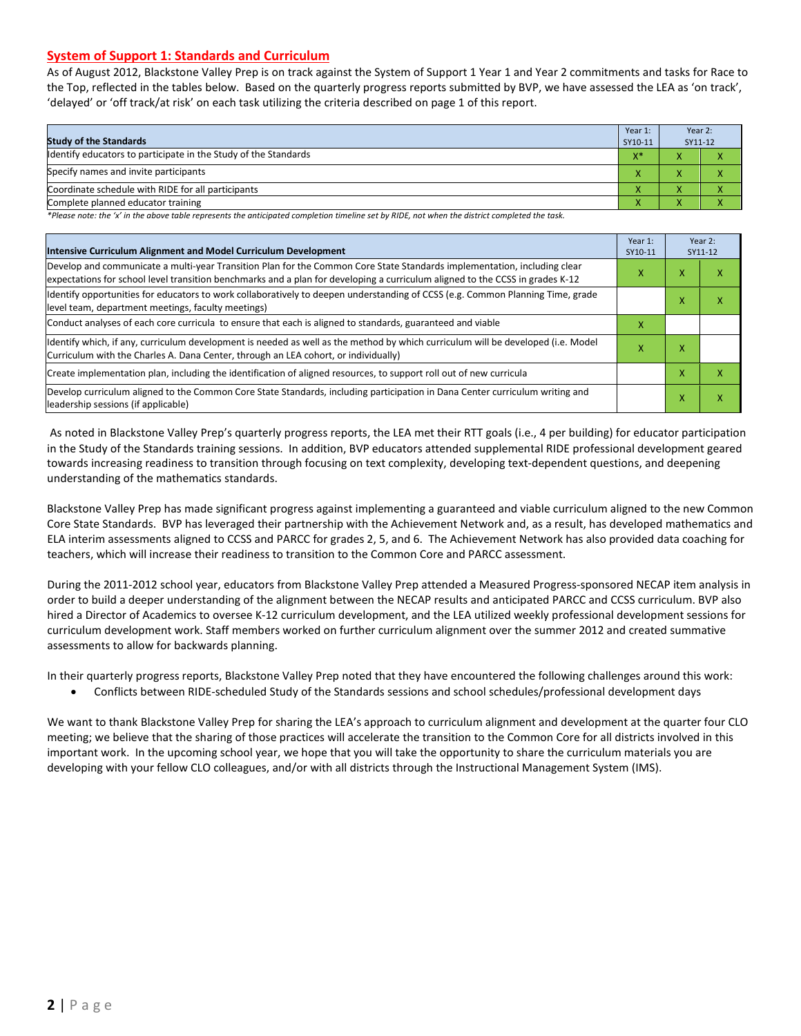## System of Support 1: Standards and Curriculum

As of August 2012, Blackstone Valley Prep is on track against the System of Support 1 Year 1 and Year 2 commitments and tasks for Race to the Top, reflected in the tables below. Based on the quarterly progress reports submitted by BVP, we have assessed the LEA as 'on track', 'delayed' or 'off track/at risk' on each task utilizing the criteria described on page 1 of this report.

| Study of the Standards | Year 1: SY10-11 | Year 2: SY11-12 | |
|---|---|---|---|
| Identify educators to participate in the Study of the Standards | X* | X | X |
| Specify names and invite participants | X | X | X |
| Coordinate schedule with RIDE for all participants | X | X | X |
| Complete planned educator training | X | X | X |

*Please note: the 'x' in the above table represents the anticipated completion timeline set by RIDE, not when the district completed the task.*

| Intensive Curriculum Alignment and Model Curriculum Development | Year 1: SY10-11 | Year 2: SY11-12 | |
|---|---|---|---|
| Develop and communicate a multi-year Transition Plan for the Common Core State Standards implementation, including clear expectations for school level transition benchmarks and a plan for developing a curriculum aligned to the CCSS in grades K-12 | X | X | X |
| Identify opportunities for educators to work collaboratively to deepen understanding of CCSS (e.g. Common Planning Time, grade level team, department meetings, faculty meetings) | | X | X |
| Conduct analyses of each core curricula to ensure that each is aligned to standards, guaranteed and viable | X | | |
| Identify which, if any, curriculum development is needed as well as the method by which curriculum will be developed (i.e. Model Curriculum with the Charles A. Dana Center, through an LEA cohort, or individually) | X | X | |
| Create implementation plan, including the identification of aligned resources, to support roll out of new curricula | | X | X |
| Develop curriculum aligned to the Common Core State Standards, including participation in Dana Center curriculum writing and leadership sessions (if applicable) | | X | X |

As noted in Blackstone Valley Prep's quarterly progress reports, the LEA met their RTT goals (i.e., 4 per building) for educator participation in the Study of the Standards training sessions. In addition, BVP educators attended supplemental RIDE professional development geared towards increasing readiness to transition through focusing on text complexity, developing text-dependent questions, and deepening understanding of the mathematics standards.

Blackstone Valley Prep has made significant progress against implementing a guaranteed and viable curriculum aligned to the new Common Core State Standards. BVP has leveraged their partnership with the Achievement Network and, as a result, has developed mathematics and ELA interim assessments aligned to CCSS and PARCC for grades 2, 5, and 6. The Achievement Network has also provided data coaching for teachers, which will increase their readiness to transition to the Common Core and PARCC assessment.

During the 2011-2012 school year, educators from Blackstone Valley Prep attended a Measured Progress-sponsored NECAP item analysis in order to build a deeper understanding of the alignment between the NECAP results and anticipated PARCC and CCSS curriculum. BVP also hired a Director of Academics to oversee K-12 curriculum development, and the LEA utilized weekly professional development sessions for curriculum development work. Staff members worked on further curriculum alignment over the summer 2012 and created summative assessments to allow for backwards planning.

In their quarterly progress reports, Blackstone Valley Prep noted that they have encountered the following challenges around this work:

- Conflicts between RIDE-scheduled Study of the Standards sessions and school schedules/professional development days

We want to thank Blackstone Valley Prep for sharing the LEA's approach to curriculum alignment and development at the quarter four CLO meeting; we believe that the sharing of those practices will accelerate the transition to the Common Core for all districts involved in this important work. In the upcoming school year, we hope that you will take the opportunity to share the curriculum materials you are developing with your fellow CLO colleagues, and/or with all districts through the Instructional Management System (IMS).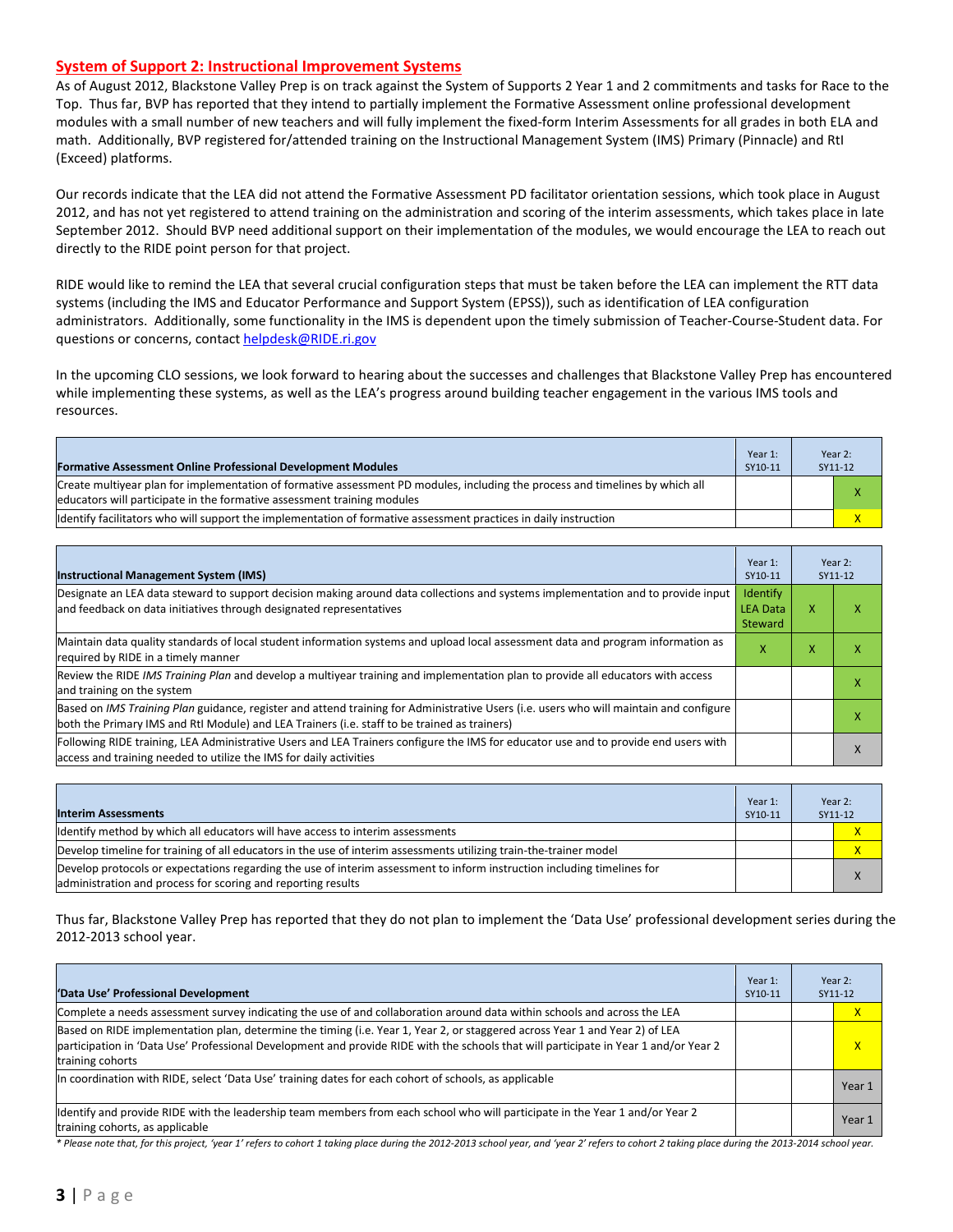## System of Support 2: Instructional Improvement Systems

As of August 2012, Blackstone Valley Prep is on track against the System of Supports 2 Year 1 and 2 commitments and tasks for Race to the Top. Thus far, BVP has reported that they intend to partially implement the Formative Assessment online professional development modules with a small number of new teachers and will fully implement the fixed-form Interim Assessments for all grades in both ELA and math. Additionally, BVP registered for/attended training on the Instructional Management System (IMS) Primary (Pinnacle) and RtI (Exceed) platforms.

Our records indicate that the LEA did not attend the Formative Assessment PD facilitator orientation sessions, which took place in August 2012, and has not yet registered to attend training on the administration and scoring of the interim assessments, which takes place in late September 2012. Should BVP need additional support on their implementation of the modules, we would encourage the LEA to reach out directly to the RIDE point person for that project.

RIDE would like to remind the LEA that several crucial configuration steps that must be taken before the LEA can implement the RTT data systems (including the IMS and Educator Performance and Support System (EPSS)), such as identification of LEA configuration administrators. Additionally, some functionality in the IMS is dependent upon the timely submission of Teacher-Course-Student data. For questions or concerns, contact helpdesk@RIDE.ri.gov

In the upcoming CLO sessions, we look forward to hearing about the successes and challenges that Blackstone Valley Prep has encountered while implementing these systems, as well as the LEA's progress around building teacher engagement in the various IMS tools and resources.

| Formative Assessment Online Professional Development Modules | Year 1: SY10-11 | Year 2: SY11-12 | |
|---|---|---|---|
| Create multiyear plan for implementation of formative assessment PD modules, including the process and timelines by which all educators will participate in the formative assessment training modules | | | X |
| Identify facilitators who will support the implementation of formative assessment practices in daily instruction | | | X |

| Instructional Management System (IMS) | Year 1: SY10-11 | Year 2: SY11-12 | |
|---|---|---|---|
| Designate an LEA data steward to support decision making around data collections and systems implementation and to provide input and feedback on data initiatives through designated representatives | Identify LEA Data Steward | X | X |
| Maintain data quality standards of local student information systems and upload local assessment data and program information as required by RIDE in a timely manner | X | X | X |
| Review the RIDE *IMS Training Plan* and develop a multiyear training and implementation plan to provide all educators with access and training on the system | | | X |
| Based on *IMS Training Plan* guidance, register and attend training for Administrative Users (i.e. users who will maintain and configure both the Primary IMS and RtI Module) and LEA Trainers (i.e. staff to be trained as trainers) | | | X |
| Following RIDE training, LEA Administrative Users and LEA Trainers configure the IMS for educator use and to provide end users with access and training needed to utilize the IMS for daily activities | | | X |

| Interim Assessments | Year 1: SY10-11 | Year 2: SY11-12 | |
|---|---|---|---|
| Identify method by which all educators will have access to interim assessments | | | X |
| Develop timeline for training of all educators in the use of interim assessments utilizing train-the-trainer model | | | X |
| Develop protocols or expectations regarding the use of interim assessment to inform instruction including timelines for administration and process for scoring and reporting results | | | X |

Thus far, Blackstone Valley Prep has reported that they do not plan to implement the 'Data Use' professional development series during the 2012-2013 school year.

| 'Data Use' Professional Development | Year 1: SY10-11 | Year 2: SY11-12 | |
|---|---|---|---|
| Complete a needs assessment survey indicating the use of and collaboration around data within schools and across the LEA | | | X |
| Based on RIDE implementation plan, determine the timing (i.e. Year 1, Year 2, or staggered across Year 1 and Year 2) of LEA participation in 'Data Use' Professional Development and provide RIDE with the schools that will participate in Year 1 and/or Year 2 training cohorts | | | X |
| In coordination with RIDE, select 'Data Use' training dates for each cohort of schools, as applicable | | | Year 1 |
| Identify and provide RIDE with the leadership team members from each school who will participate in the Year 1 and/or Year 2 training cohorts, as applicable | | | Year 1 |

*\* Please note that, for this project, 'year 1' refers to cohort 1 taking place during the 2012-2013 school year, and 'year 2' refers to cohort 2 taking place during the 2013-2014 school year.*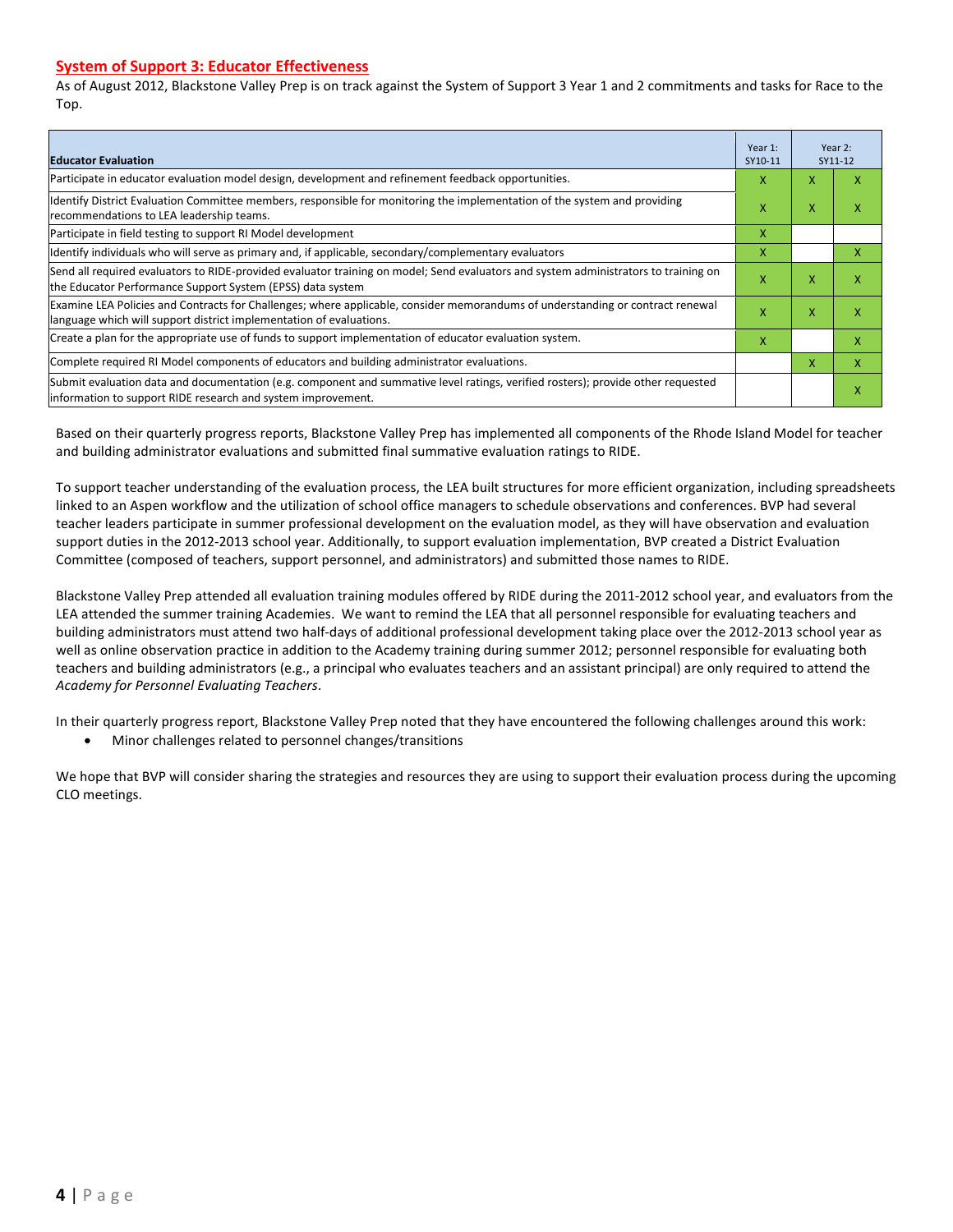## System of Support 3: Educator Effectiveness

As of August 2012, Blackstone Valley Prep is on track against the System of Support 3 Year 1 and 2 commitments and tasks for Race to the Top.

| Educator Evaluation | Year 1: SY10-11 | Year 2: SY11-12 | |
|---|---|---|---|
| Participate in educator evaluation model design, development and refinement feedback opportunities. | X | X | X |
| Identify District Evaluation Committee members, responsible for monitoring the implementation of the system and providing recommendations to LEA leadership teams. | X | X | X |
| Participate in field testing to support RI Model development | X | | |
| Identify individuals who will serve as primary and, if applicable, secondary/complementary evaluators | X | | X |
| Send all required evaluators to RIDE-provided evaluator training on model; Send evaluators and system administrators to training on the Educator Performance Support System (EPSS) data system | X | X | X |
| Examine LEA Policies and Contracts for Challenges; where applicable, consider memorandums of understanding or contract renewal language which will support district implementation of evaluations. | X | X | X |
| Create a plan for the appropriate use of funds to support implementation of educator evaluation system. | X | | X |
| Complete required RI Model components of educators and building administrator evaluations. | | X | X |
| Submit evaluation data and documentation (e.g. component and summative level ratings, verified rosters); provide other requested information to support RIDE research and system improvement. | | | X |

Based on their quarterly progress reports, Blackstone Valley Prep has implemented all components of the Rhode Island Model for teacher and building administrator evaluations and submitted final summative evaluation ratings to RIDE.

To support teacher understanding of the evaluation process, the LEA built structures for more efficient organization, including spreadsheets linked to an Aspen workflow and the utilization of school office managers to schedule observations and conferences. BVP had several teacher leaders participate in summer professional development on the evaluation model, as they will have observation and evaluation support duties in the 2012-2013 school year. Additionally, to support evaluation implementation, BVP created a District Evaluation Committee (composed of teachers, support personnel, and administrators) and submitted those names to RIDE.

Blackstone Valley Prep attended all evaluation training modules offered by RIDE during the 2011-2012 school year, and evaluators from the LEA attended the summer training Academies. We want to remind the LEA that all personnel responsible for evaluating teachers and building administrators must attend two half-days of additional professional development taking place over the 2012-2013 school year as well as online observation practice in addition to the Academy training during summer 2012; personnel responsible for evaluating both teachers and building administrators (e.g., a principal who evaluates teachers and an assistant principal) are only required to attend the *Academy for Personnel Evaluating Teachers*.

In their quarterly progress report, Blackstone Valley Prep noted that they have encountered the following challenges around this work:

- Minor challenges related to personnel changes/transitions

We hope that BVP will consider sharing the strategies and resources they are using to support their evaluation process during the upcoming CLO meetings.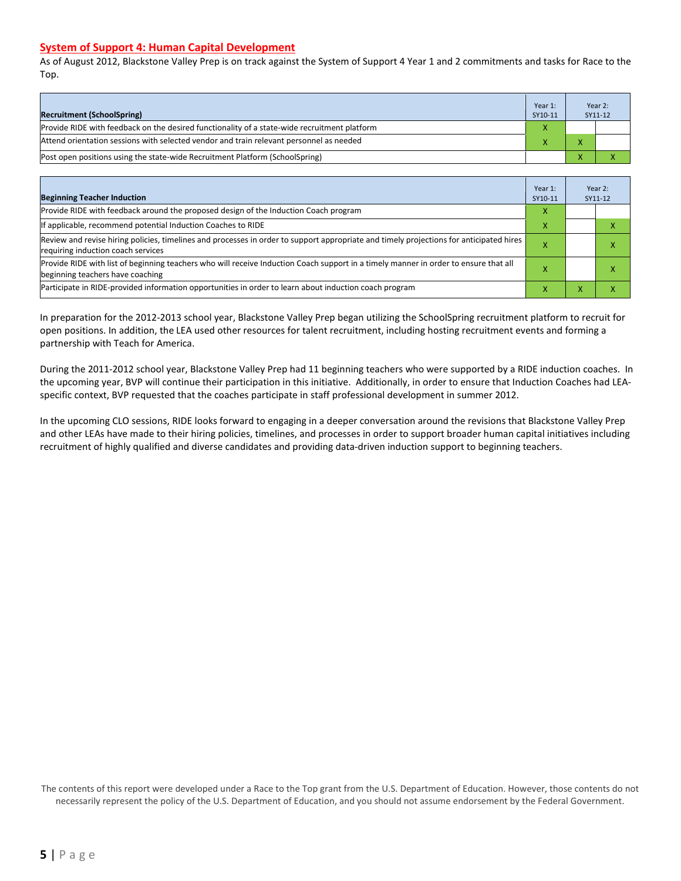## System of Support 4: Human Capital Development

As of August 2012, Blackstone Valley Prep is on track against the System of Support 4 Year 1 and 2 commitments and tasks for Race to the Top.

| Recruitment (SchoolSpring) | Year 1: SY10-11 | Year 2: SY11-12 | |
|---|---|---|---|
| Provide RIDE with feedback on the desired functionality of a state-wide recruitment platform | X | | |
| Attend orientation sessions with selected vendor and train relevant personnel as needed | X | X | |
| Post open positions using the state-wide Recruitment Platform (SchoolSpring) | | X | X |

| Beginning Teacher Induction | Year 1: SY10-11 | Year 2: SY11-12 | |
|---|---|---|---|
| Provide RIDE with feedback around the proposed design of the Induction Coach program | X | | |
| If applicable, recommend potential Induction Coaches to RIDE | X | | X |
| Review and revise hiring policies, timelines and processes in order to support appropriate and timely projections for anticipated hires requiring induction coach services | X | | X |
| Provide RIDE with list of beginning teachers who will receive Induction Coach support in a timely manner in order to ensure that all beginning teachers have coaching | X | | X |
| Participate in RIDE-provided information opportunities in order to learn about induction coach program | X | X | X |

In preparation for the 2012-2013 school year, Blackstone Valley Prep began utilizing the SchoolSpring recruitment platform to recruit for open positions. In addition, the LEA used other resources for talent recruitment, including hosting recruitment events and forming a partnership with Teach for America.

During the 2011-2012 school year, Blackstone Valley Prep had 11 beginning teachers who were supported by a RIDE induction coaches. In the upcoming year, BVP will continue their participation in this initiative. Additionally, in order to ensure that Induction Coaches had LEA-specific context, BVP requested that the coaches participate in staff professional development in summer 2012.

In the upcoming CLO sessions, RIDE looks forward to engaging in a deeper conversation around the revisions that Blackstone Valley Prep and other LEAs have made to their hiring policies, timelines, and processes in order to support broader human capital initiatives including recruitment of highly qualified and diverse candidates and providing data-driven induction support to beginning teachers.

The contents of this report were developed under a Race to the Top grant from the U.S. Department of Education. However, those contents do not necessarily represent the policy of the U.S. Department of Education, and you should not assume endorsement by the Federal Government.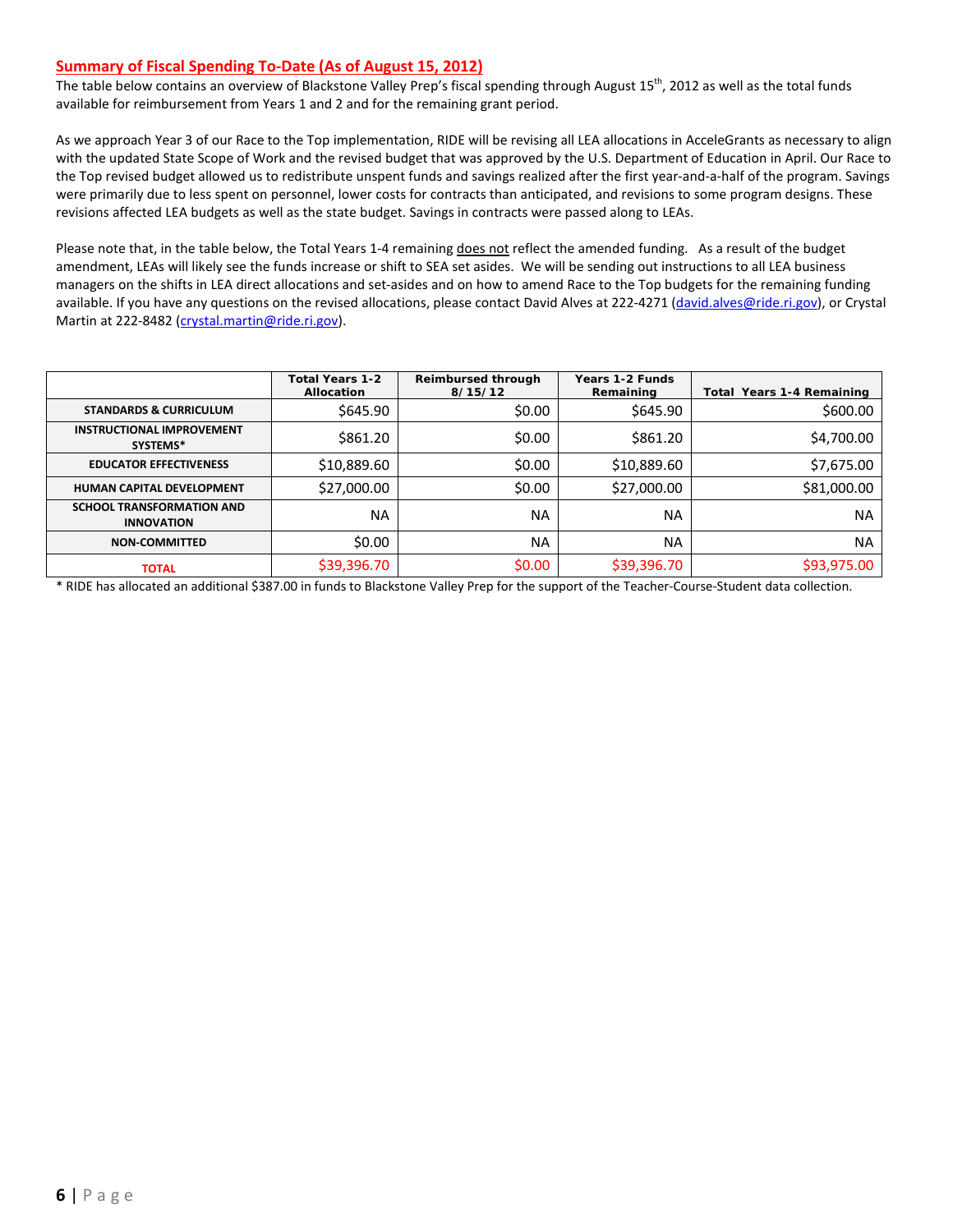## Summary of Fiscal Spending To-Date (As of August 15, 2012)

The table below contains an overview of Blackstone Valley Prep's fiscal spending through August 15th, 2012 as well as the total funds available for reimbursement from Years 1 and 2 and for the remaining grant period.

As we approach Year 3 of our Race to the Top implementation, RIDE will be revising all LEA allocations in AcceleGrants as necessary to align with the updated State Scope of Work and the revised budget that was approved by the U.S. Department of Education in April. Our Race to the Top revised budget allowed us to redistribute unspent funds and savings realized after the first year-and-a-half of the program. Savings were primarily due to less spent on personnel, lower costs for contracts than anticipated, and revisions to some program designs. These revisions affected LEA budgets as well as the state budget. Savings in contracts were passed along to LEAs.

Please note that, in the table below, the Total Years 1-4 remaining does not reflect the amended funding. As a result of the budget amendment, LEAs will likely see the funds increase or shift to SEA set asides. We will be sending out instructions to all LEA business managers on the shifts in LEA direct allocations and set-asides and on how to amend Race to the Top budgets for the remaining funding available. If you have any questions on the revised allocations, please contact David Alves at 222-4271 (david.alves@ride.ri.gov), or Crystal Martin at 222-8482 (crystal.martin@ride.ri.gov).

| | Total Years 1-2 Allocation | Reimbursed through 8/15/12 | Years 1-2 Funds Remaining | Total Years 1-4 Remaining |
|---|---|---|---|---|
| STANDARDS & CURRICULUM | $645.90 | $0.00 | $645.90 | $600.00 |
| INSTRUCTIONAL IMPROVEMENT SYSTEMS* | $861.20 | $0.00 | $861.20 | $4,700.00 |
| EDUCATOR EFFECTIVENESS | $10,889.60 | $0.00 | $10,889.60 | $7,675.00 |
| HUMAN CAPITAL DEVELOPMENT | $27,000.00 | $0.00 | $27,000.00 | $81,000.00 |
| SCHOOL TRANSFORMATION AND INNOVATION | NA | NA | NA | NA |
| NON-COMMITTED | $0.00 | NA | NA | NA |
| TOTAL | $39,396.70 | $0.00 | $39,396.70 | $93,975.00 |

* RIDE has allocated an additional $387.00 in funds to Blackstone Valley Prep for the support of the Teacher-Course-Student data collection.